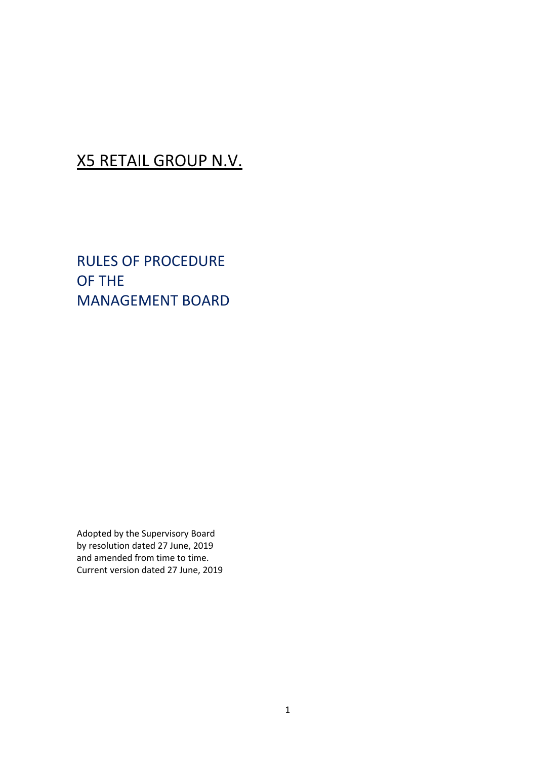# X5 RETAIL GROUP N.V.

## RULES OF PROCEDURE
## OF THE
## MANAGEMENT BOARD

Adopted by the Supervisory Board
by resolution dated 27 June, 2019
and amended from time to time.
Current version dated 27 June, 2019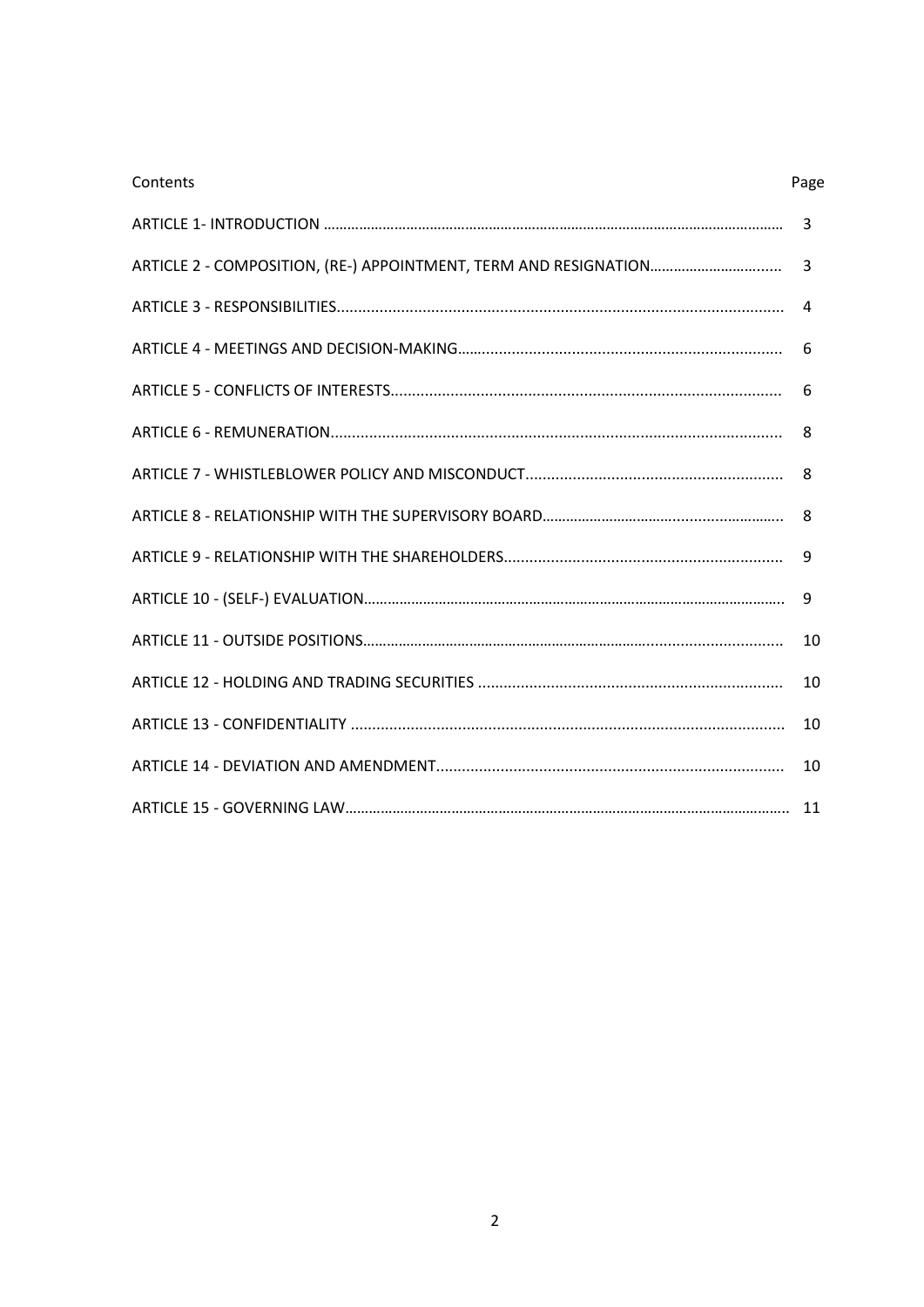| Contents | Page |
| --- | --- |
| ARTICLE 1- INTRODUCTION | 3 |
| ARTICLE 2 - COMPOSITION, (RE-) APPOINTMENT, TERM AND RESIGNATION | 3 |
| ARTICLE 3 - RESPONSIBILITIES | 4 |
| ARTICLE 4 - MEETINGS AND DECISION-MAKING | 6 |
| ARTICLE 5 - CONFLICTS OF INTERESTS | 6 |
| ARTICLE 6 - REMUNERATION | 8 |
| ARTICLE 7 - WHISTLEBLOWER POLICY AND MISCONDUCT | 8 |
| ARTICLE 8 - RELATIONSHIP WITH THE SUPERVISORY BOARD | 8 |
| ARTICLE 9 - RELATIONSHIP WITH THE SHAREHOLDERS | 9 |
| ARTICLE 10 - (SELF-) EVALUATION | 9 |
| ARTICLE 11 - OUTSIDE POSITIONS | 10 |
| ARTICLE 12 - HOLDING AND TRADING SECURITIES | 10 |
| ARTICLE 13 - CONFIDENTIALITY | 10 |
| ARTICLE 14 - DEVIATION AND AMENDMENT | 10 |
| ARTICLE 15 - GOVERNING LAW | 11 |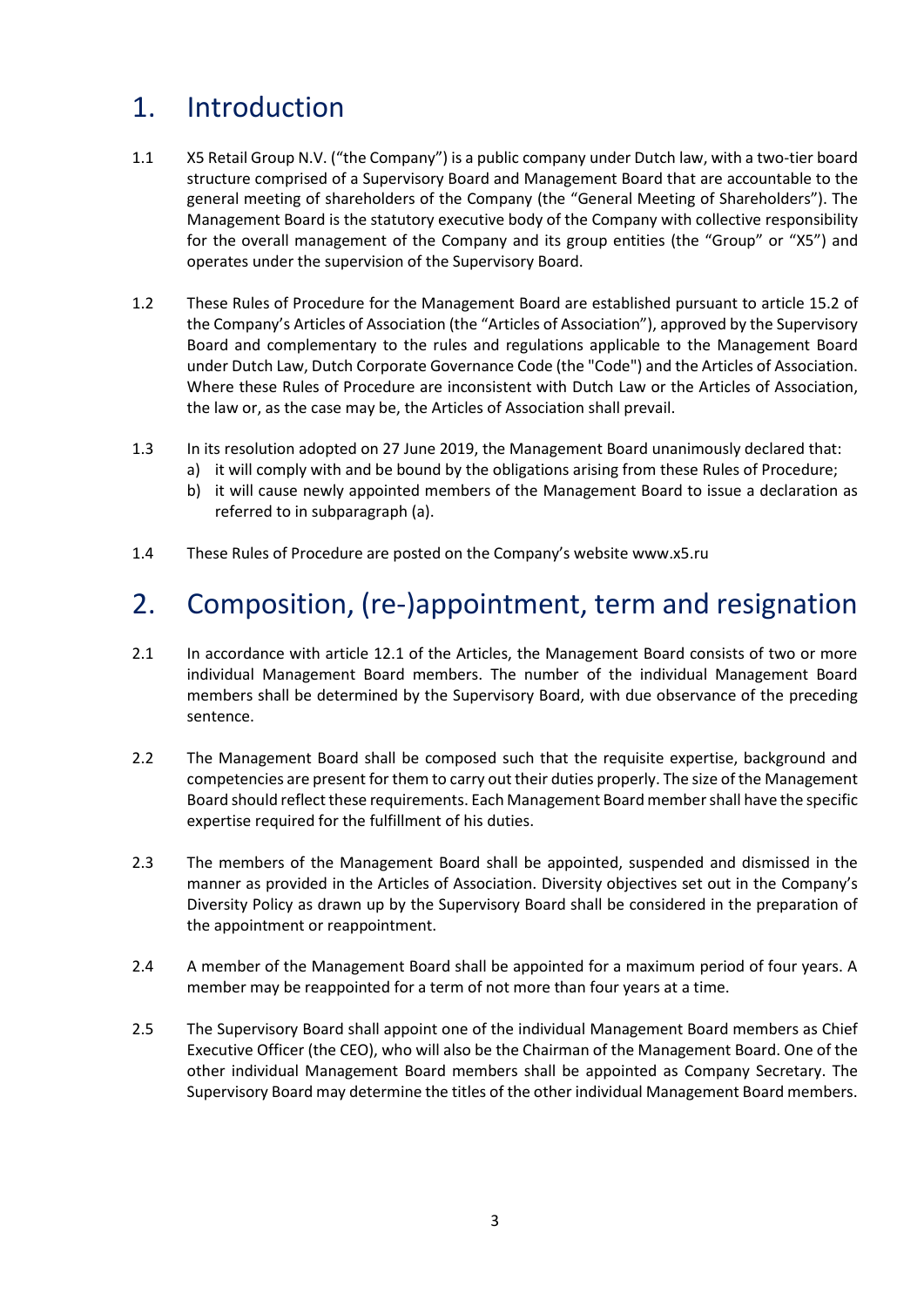# 1. Introduction

1.1 X5 Retail Group N.V. ("the Company") is a public company under Dutch law, with a two-tier board structure comprised of a Supervisory Board and Management Board that are accountable to the general meeting of shareholders of the Company (the "General Meeting of Shareholders"). The Management Board is the statutory executive body of the Company with collective responsibility for the overall management of the Company and its group entities (the "Group" or "X5") and operates under the supervision of the Supervisory Board.

1.2 These Rules of Procedure for the Management Board are established pursuant to article 15.2 of the Company's Articles of Association (the "Articles of Association"), approved by the Supervisory Board and complementary to the rules and regulations applicable to the Management Board under Dutch Law, Dutch Corporate Governance Code (the "Code") and the Articles of Association. Where these Rules of Procedure are inconsistent with Dutch Law or the Articles of Association, the law or, as the case may be, the Articles of Association shall prevail.

1.3 In its resolution adopted on 27 June 2019, the Management Board unanimously declared that:

a) it will comply with and be bound by the obligations arising from these Rules of Procedure;
b) it will cause newly appointed members of the Management Board to issue a declaration as referred to in subparagraph (a).

1.4 These Rules of Procedure are posted on the Company's website www.x5.ru

# 2. Composition, (re-)appointment, term and resignation

2.1 In accordance with article 12.1 of the Articles, the Management Board consists of two or more individual Management Board members. The number of the individual Management Board members shall be determined by the Supervisory Board, with due observance of the preceding sentence.

2.2 The Management Board shall be composed such that the requisite expertise, background and competencies are present for them to carry out their duties properly. The size of the Management Board should reflect these requirements. Each Management Board member shall have the specific expertise required for the fulfillment of his duties.

2.3 The members of the Management Board shall be appointed, suspended and dismissed in the manner as provided in the Articles of Association. Diversity objectives set out in the Company's Diversity Policy as drawn up by the Supervisory Board shall be considered in the preparation of the appointment or reappointment.

2.4 A member of the Management Board shall be appointed for a maximum period of four years. A member may be reappointed for a term of not more than four years at a time.

2.5 The Supervisory Board shall appoint one of the individual Management Board members as Chief Executive Officer (the CEO), who will also be the Chairman of the Management Board. One of the other individual Management Board members shall be appointed as Company Secretary. The Supervisory Board may determine the titles of the other individual Management Board members.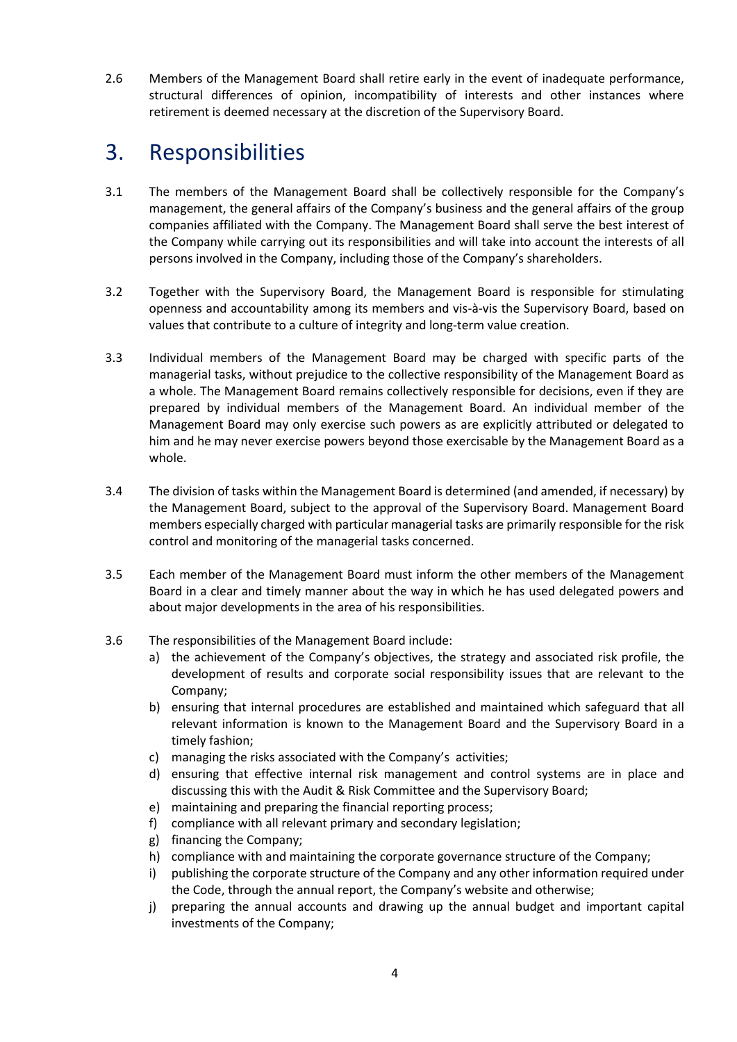2.6 Members of the Management Board shall retire early in the event of inadequate performance, structural differences of opinion, incompatibility of interests and other instances where retirement is deemed necessary at the discretion of the Supervisory Board.

# 3. Responsibilities

3.1 The members of the Management Board shall be collectively responsible for the Company's management, the general affairs of the Company's business and the general affairs of the group companies affiliated with the Company. The Management Board shall serve the best interest of the Company while carrying out its responsibilities and will take into account the interests of all persons involved in the Company, including those of the Company's shareholders.

3.2 Together with the Supervisory Board, the Management Board is responsible for stimulating openness and accountability among its members and vis-à-vis the Supervisory Board, based on values that contribute to a culture of integrity and long-term value creation.

3.3 Individual members of the Management Board may be charged with specific parts of the managerial tasks, without prejudice to the collective responsibility of the Management Board as a whole. The Management Board remains collectively responsible for decisions, even if they are prepared by individual members of the Management Board. An individual member of the Management Board may only exercise such powers as are explicitly attributed or delegated to him and he may never exercise powers beyond those exercisable by the Management Board as a whole.

3.4 The division of tasks within the Management Board is determined (and amended, if necessary) by the Management Board, subject to the approval of the Supervisory Board. Management Board members especially charged with particular managerial tasks are primarily responsible for the risk control and monitoring of the managerial tasks concerned.

3.5 Each member of the Management Board must inform the other members of the Management Board in a clear and timely manner about the way in which he has used delegated powers and about major developments in the area of his responsibilities.

3.6 The responsibilities of the Management Board include:

a) the achievement of the Company's objectives, the strategy and associated risk profile, the development of results and corporate social responsibility issues that are relevant to the Company;
b) ensuring that internal procedures are established and maintained which safeguard that all relevant information is known to the Management Board and the Supervisory Board in a timely fashion;
c) managing the risks associated with the Company's activities;
d) ensuring that effective internal risk management and control systems are in place and discussing this with the Audit & Risk Committee and the Supervisory Board;
e) maintaining and preparing the financial reporting process;
f) compliance with all relevant primary and secondary legislation;
g) financing the Company;
h) compliance with and maintaining the corporate governance structure of the Company;
i) publishing the corporate structure of the Company and any other information required under the Code, through the annual report, the Company's website and otherwise;
j) preparing the annual accounts and drawing up the annual budget and important capital investments of the Company;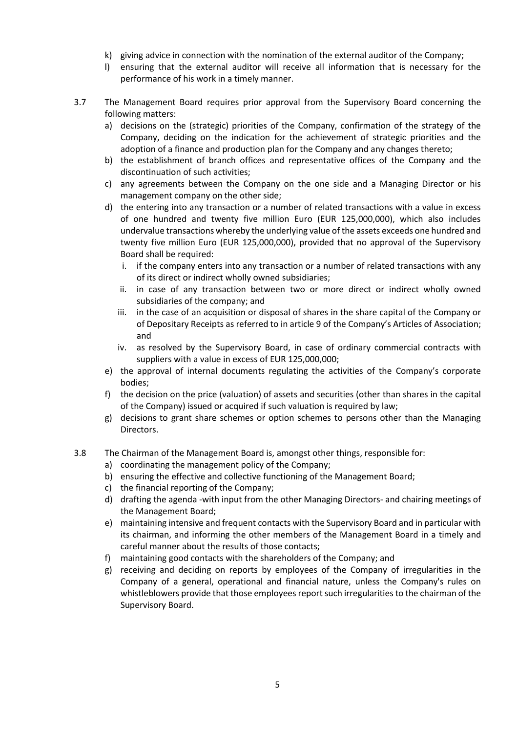k) giving advice in connection with the nomination of the external auditor of the Company;
l) ensuring that the external auditor will receive all information that is necessary for the performance of his work in a timely manner.

3.7 The Management Board requires prior approval from the Supervisory Board concerning the following matters:

a) decisions on the (strategic) priorities of the Company, confirmation of the strategy of the Company, deciding on the indication for the achievement of strategic priorities and the adoption of a finance and production plan for the Company and any changes thereto;
b) the establishment of branch offices and representative offices of the Company and the discontinuation of such activities;
c) any agreements between the Company on the one side and a Managing Director or his management company on the other side;
d) the entering into any transaction or a number of related transactions with a value in excess of one hundred and twenty five million Euro (EUR 125,000,000), which also includes undervalue transactions whereby the underlying value of the assets exceeds one hundred and twenty five million Euro (EUR 125,000,000), provided that no approval of the Supervisory Board shall be required:
    i. if the company enters into any transaction or a number of related transactions with any of its direct or indirect wholly owned subsidiaries;
    ii. in case of any transaction between two or more direct or indirect wholly owned subsidiaries of the company; and
    iii. in the case of an acquisition or disposal of shares in the share capital of the Company or of Depositary Receipts as referred to in article 9 of the Company's Articles of Association; and
    iv. as resolved by the Supervisory Board, in case of ordinary commercial contracts with suppliers with a value in excess of EUR 125,000,000;
e) the approval of internal documents regulating the activities of the Company's corporate bodies;
f) the decision on the price (valuation) of assets and securities (other than shares in the capital of the Company) issued or acquired if such valuation is required by law;
g) decisions to grant share schemes or option schemes to persons other than the Managing Directors.

3.8 The Chairman of the Management Board is, amongst other things, responsible for:

a) coordinating the management policy of the Company;
b) ensuring the effective and collective functioning of the Management Board;
c) the financial reporting of the Company;
d) drafting the agenda -with input from the other Managing Directors- and chairing meetings of the Management Board;
e) maintaining intensive and frequent contacts with the Supervisory Board and in particular with its chairman, and informing the other members of the Management Board in a timely and careful manner about the results of those contacts;
f) maintaining good contacts with the shareholders of the Company; and
g) receiving and deciding on reports by employees of the Company of irregularities in the Company of a general, operational and financial nature, unless the Company's rules on whistleblowers provide that those employees report such irregularities to the chairman of the Supervisory Board.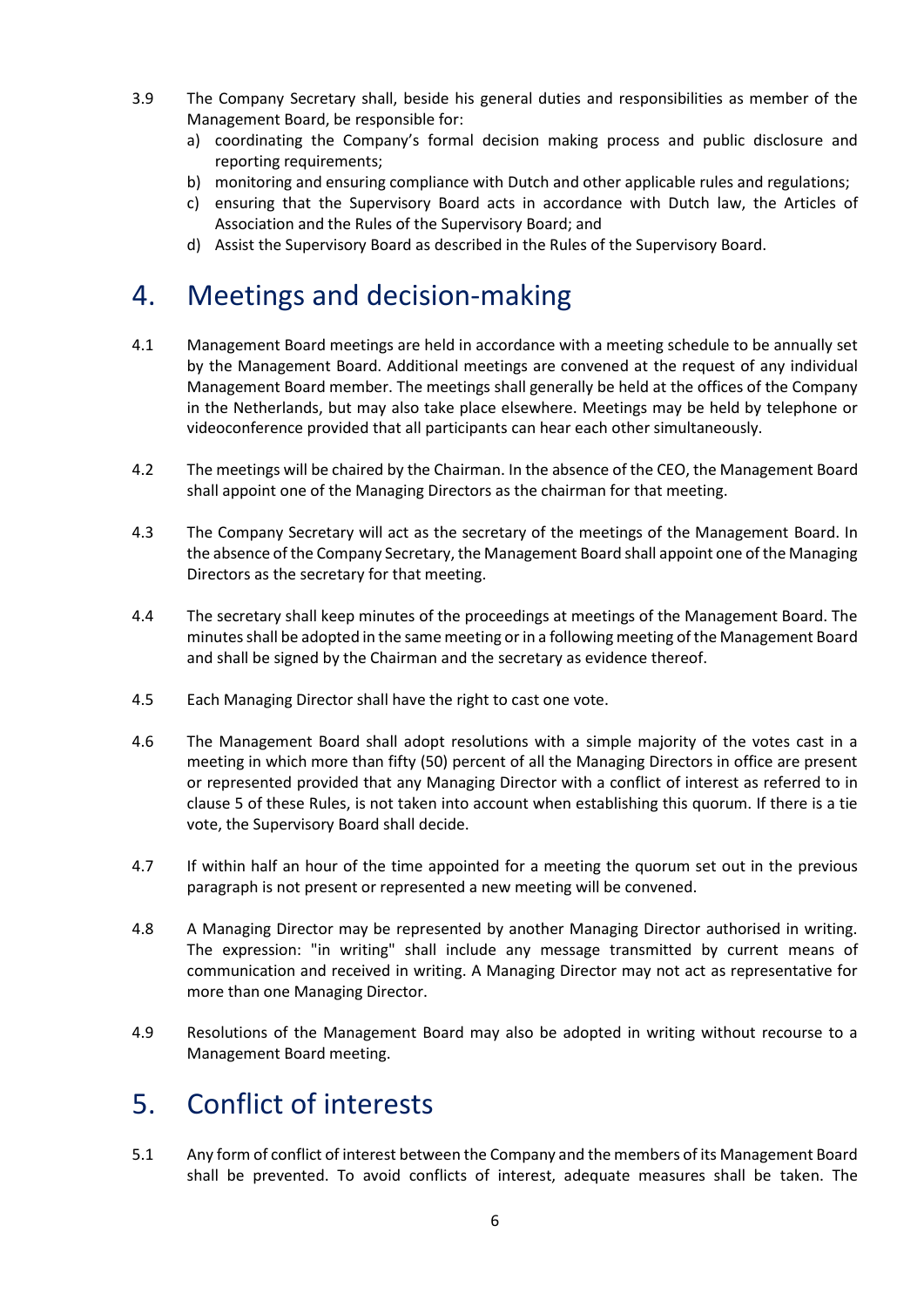3.9 The Company Secretary shall, beside his general duties and responsibilities as member of the Management Board, be responsible for:

a) coordinating the Company's formal decision making process and public disclosure and reporting requirements;
b) monitoring and ensuring compliance with Dutch and other applicable rules and regulations;
c) ensuring that the Supervisory Board acts in accordance with Dutch law, the Articles of Association and the Rules of the Supervisory Board; and
d) Assist the Supervisory Board as described in the Rules of the Supervisory Board.

# 4. Meetings and decision-making

4.1 Management Board meetings are held in accordance with a meeting schedule to be annually set by the Management Board. Additional meetings are convened at the request of any individual Management Board member. The meetings shall generally be held at the offices of the Company in the Netherlands, but may also take place elsewhere. Meetings may be held by telephone or videoconference provided that all participants can hear each other simultaneously.

4.2 The meetings will be chaired by the Chairman. In the absence of the CEO, the Management Board shall appoint one of the Managing Directors as the chairman for that meeting.

4.3 The Company Secretary will act as the secretary of the meetings of the Management Board. In the absence of the Company Secretary, the Management Board shall appoint one of the Managing Directors as the secretary for that meeting.

4.4 The secretary shall keep minutes of the proceedings at meetings of the Management Board. The minutes shall be adopted in the same meeting or in a following meeting of the Management Board and shall be signed by the Chairman and the secretary as evidence thereof.

4.5 Each Managing Director shall have the right to cast one vote.

4.6 The Management Board shall adopt resolutions with a simple majority of the votes cast in a meeting in which more than fifty (50) percent of all the Managing Directors in office are present or represented provided that any Managing Director with a conflict of interest as referred to in clause 5 of these Rules, is not taken into account when establishing this quorum. If there is a tie vote, the Supervisory Board shall decide.

4.7 If within half an hour of the time appointed for a meeting the quorum set out in the previous paragraph is not present or represented a new meeting will be convened.

4.8 A Managing Director may be represented by another Managing Director authorised in writing. The expression: "in writing" shall include any message transmitted by current means of communication and received in writing. A Managing Director may not act as representative for more than one Managing Director.

4.9 Resolutions of the Management Board may also be adopted in writing without recourse to a Management Board meeting.

# 5. Conflict of interests

5.1 Any form of conflict of interest between the Company and the members of its Management Board shall be prevented. To avoid conflicts of interest, adequate measures shall be taken. The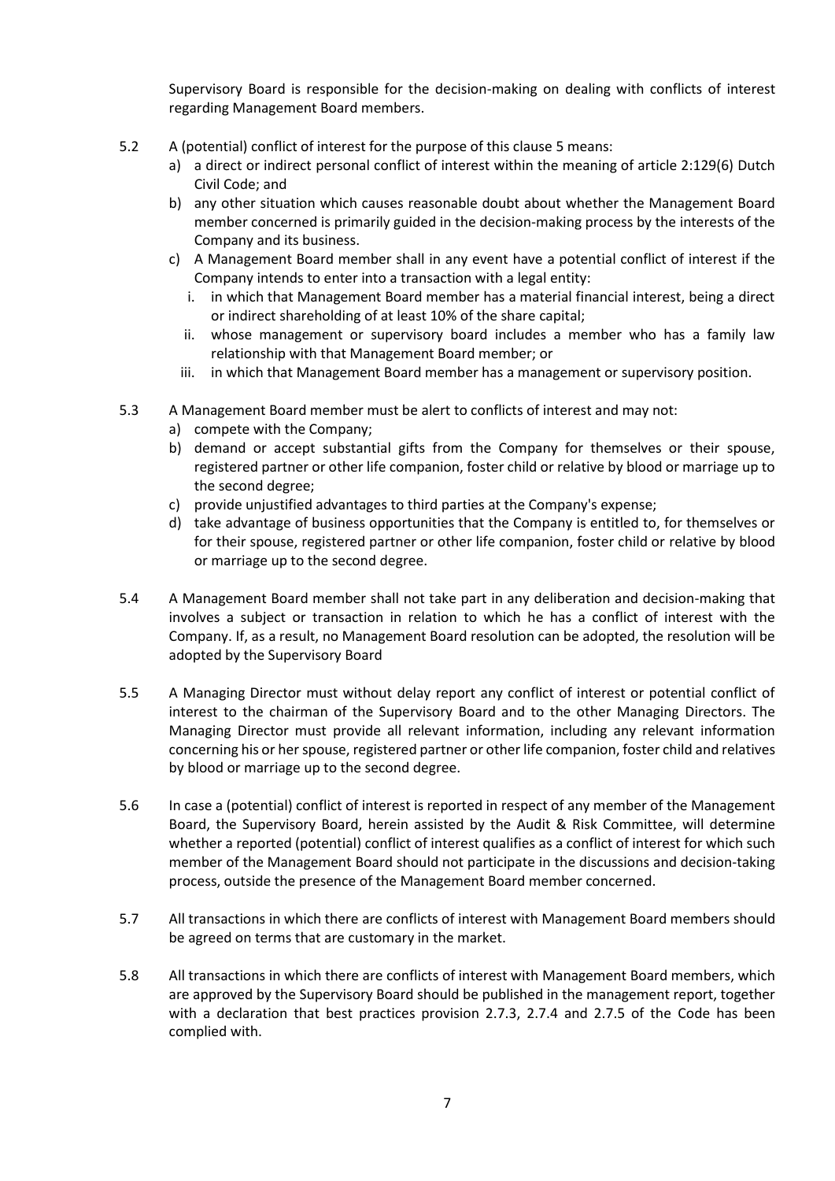Supervisory Board is responsible for the decision-making on dealing with conflicts of interest regarding Management Board members.

5.2 A (potential) conflict of interest for the purpose of this clause 5 means:

a) a direct or indirect personal conflict of interest within the meaning of article 2:129(6) Dutch Civil Code; and

b) any other situation which causes reasonable doubt about whether the Management Board member concerned is primarily guided in the decision-making process by the interests of the Company and its business.

c) A Management Board member shall in any event have a potential conflict of interest if the Company intends to enter into a transaction with a legal entity:

i. in which that Management Board member has a material financial interest, being a direct or indirect shareholding of at least 10% of the share capital;

ii. whose management or supervisory board includes a member who has a family law relationship with that Management Board member; or

iii. in which that Management Board member has a management or supervisory position.

5.3 A Management Board member must be alert to conflicts of interest and may not:

a) compete with the Company;

b) demand or accept substantial gifts from the Company for themselves or their spouse, registered partner or other life companion, foster child or relative by blood or marriage up to the second degree;

c) provide unjustified advantages to third parties at the Company's expense;

d) take advantage of business opportunities that the Company is entitled to, for themselves or for their spouse, registered partner or other life companion, foster child or relative by blood or marriage up to the second degree.

5.4 A Management Board member shall not take part in any deliberation and decision-making that involves a subject or transaction in relation to which he has a conflict of interest with the Company. If, as a result, no Management Board resolution can be adopted, the resolution will be adopted by the Supervisory Board

5.5 A Managing Director must without delay report any conflict of interest or potential conflict of interest to the chairman of the Supervisory Board and to the other Managing Directors. The Managing Director must provide all relevant information, including any relevant information concerning his or her spouse, registered partner or other life companion, foster child and relatives by blood or marriage up to the second degree.

5.6 In case a (potential) conflict of interest is reported in respect of any member of the Management Board, the Supervisory Board, herein assisted by the Audit & Risk Committee, will determine whether a reported (potential) conflict of interest qualifies as a conflict of interest for which such member of the Management Board should not participate in the discussions and decision-taking process, outside the presence of the Management Board member concerned.

5.7 All transactions in which there are conflicts of interest with Management Board members should be agreed on terms that are customary in the market.

5.8 All transactions in which there are conflicts of interest with Management Board members, which are approved by the Supervisory Board should be published in the management report, together with a declaration that best practices provision 2.7.3, 2.7.4 and 2.7.5 of the Code has been complied with.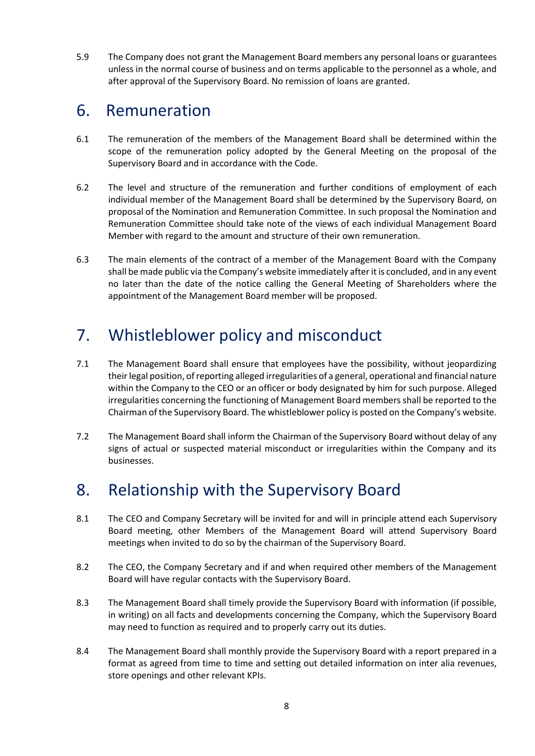5.9 The Company does not grant the Management Board members any personal loans or guarantees unless in the normal course of business and on terms applicable to the personnel as a whole, and after approval of the Supervisory Board. No remission of loans are granted.

## 6. Remuneration

6.1 The remuneration of the members of the Management Board shall be determined within the scope of the remuneration policy adopted by the General Meeting on the proposal of the Supervisory Board and in accordance with the Code.

6.2 The level and structure of the remuneration and further conditions of employment of each individual member of the Management Board shall be determined by the Supervisory Board, on proposal of the Nomination and Remuneration Committee. In such proposal the Nomination and Remuneration Committee should take note of the views of each individual Management Board Member with regard to the amount and structure of their own remuneration.

6.3 The main elements of the contract of a member of the Management Board with the Company shall be made public via the Company's website immediately after it is concluded, and in any event no later than the date of the notice calling the General Meeting of Shareholders where the appointment of the Management Board member will be proposed.

## 7. Whistleblower policy and misconduct

7.1 The Management Board shall ensure that employees have the possibility, without jeopardizing their legal position, of reporting alleged irregularities of a general, operational and financial nature within the Company to the CEO or an officer or body designated by him for such purpose. Alleged irregularities concerning the functioning of Management Board members shall be reported to the Chairman of the Supervisory Board. The whistleblower policy is posted on the Company's website.

7.2 The Management Board shall inform the Chairman of the Supervisory Board without delay of any signs of actual or suspected material misconduct or irregularities within the Company and its businesses.

## 8. Relationship with the Supervisory Board

8.1 The CEO and Company Secretary will be invited for and will in principle attend each Supervisory Board meeting, other Members of the Management Board will attend Supervisory Board meetings when invited to do so by the chairman of the Supervisory Board.

8.2 The CEO, the Company Secretary and if and when required other members of the Management Board will have regular contacts with the Supervisory Board.

8.3 The Management Board shall timely provide the Supervisory Board with information (if possible, in writing) on all facts and developments concerning the Company, which the Supervisory Board may need to function as required and to properly carry out its duties.

8.4 The Management Board shall monthly provide the Supervisory Board with a report prepared in a format as agreed from time to time and setting out detailed information on inter alia revenues, store openings and other relevant KPIs.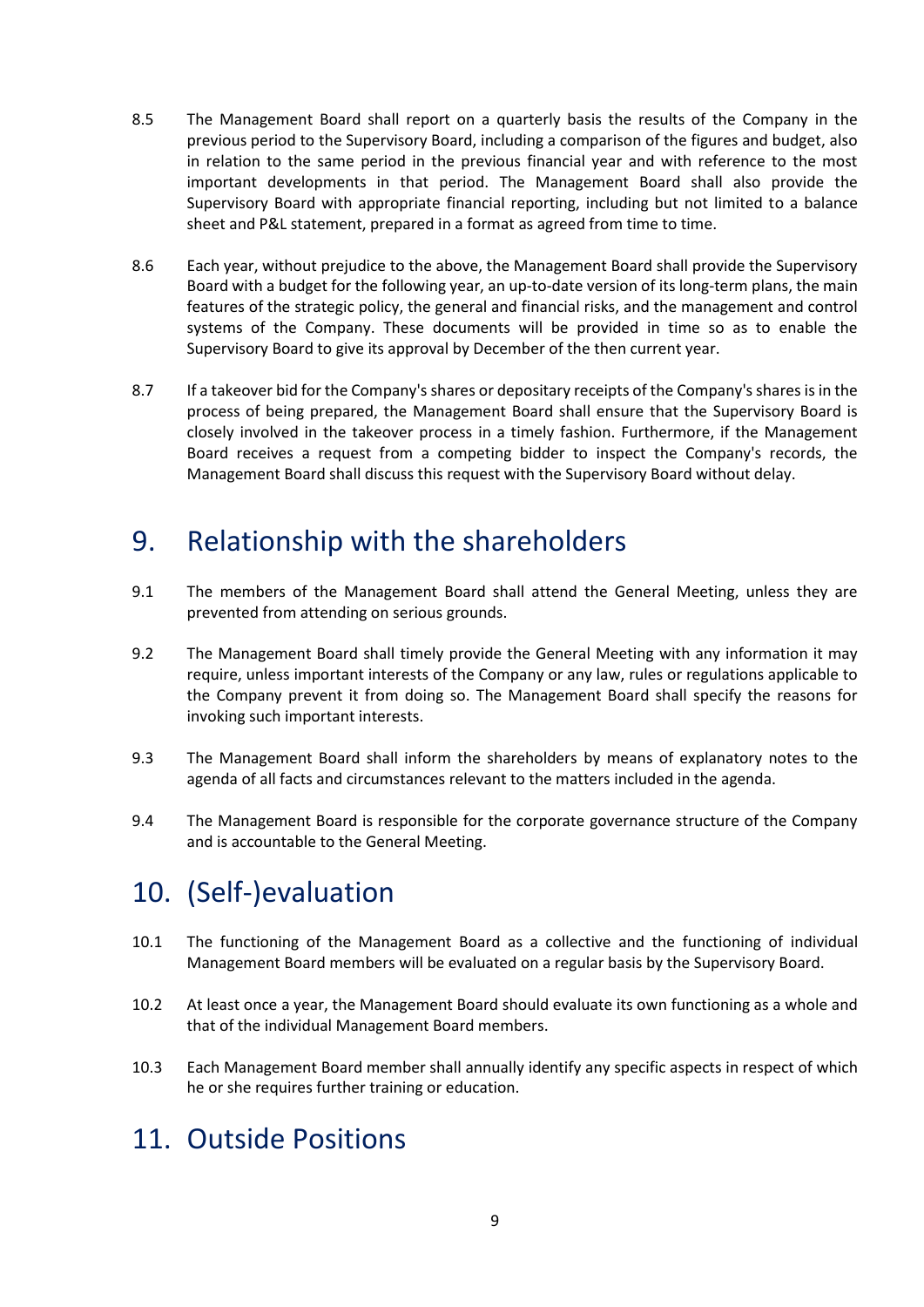8.5 The Management Board shall report on a quarterly basis the results of the Company in the previous period to the Supervisory Board, including a comparison of the figures and budget, also in relation to the same period in the previous financial year and with reference to the most important developments in that period. The Management Board shall also provide the Supervisory Board with appropriate financial reporting, including but not limited to a balance sheet and P&L statement, prepared in a format as agreed from time to time.

8.6 Each year, without prejudice to the above, the Management Board shall provide the Supervisory Board with a budget for the following year, an up-to-date version of its long-term plans, the main features of the strategic policy, the general and financial risks, and the management and control systems of the Company. These documents will be provided in time so as to enable the Supervisory Board to give its approval by December of the then current year.

8.7 If a takeover bid for the Company's shares or depositary receipts of the Company's shares is in the process of being prepared, the Management Board shall ensure that the Supervisory Board is closely involved in the takeover process in a timely fashion. Furthermore, if the Management Board receives a request from a competing bidder to inspect the Company's records, the Management Board shall discuss this request with the Supervisory Board without delay.

# 9. Relationship with the shareholders

9.1 The members of the Management Board shall attend the General Meeting, unless they are prevented from attending on serious grounds.

9.2 The Management Board shall timely provide the General Meeting with any information it may require, unless important interests of the Company or any law, rules or regulations applicable to the Company prevent it from doing so. The Management Board shall specify the reasons for invoking such important interests.

9.3 The Management Board shall inform the shareholders by means of explanatory notes to the agenda of all facts and circumstances relevant to the matters included in the agenda.

9.4 The Management Board is responsible for the corporate governance structure of the Company and is accountable to the General Meeting.

# 10. (Self-)evaluation

10.1 The functioning of the Management Board as a collective and the functioning of individual Management Board members will be evaluated on a regular basis by the Supervisory Board.

10.2 At least once a year, the Management Board should evaluate its own functioning as a whole and that of the individual Management Board members.

10.3 Each Management Board member shall annually identify any specific aspects in respect of which he or she requires further training or education.

# 11. Outside Positions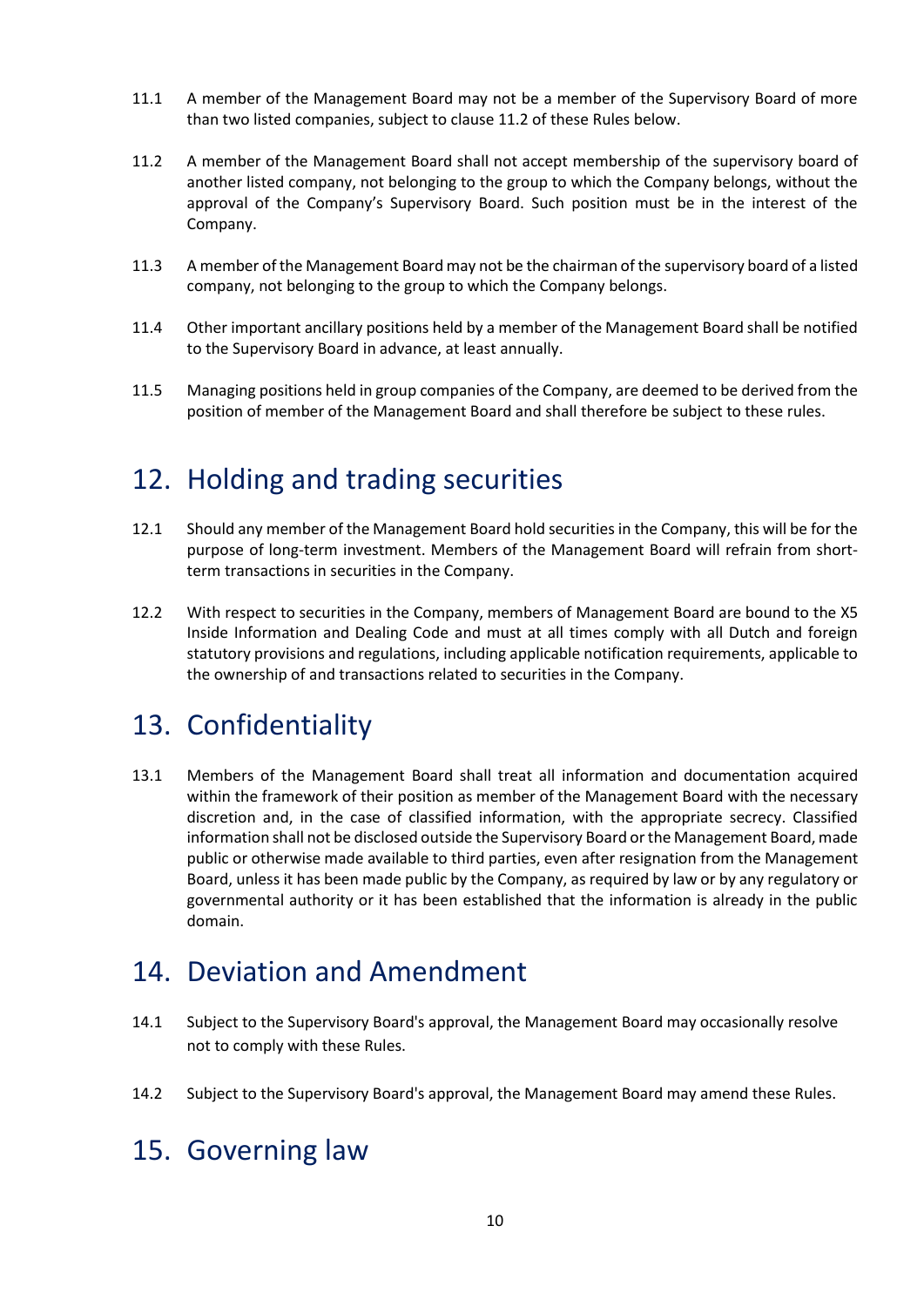11.1 A member of the Management Board may not be a member of the Supervisory Board of more than two listed companies, subject to clause 11.2 of these Rules below.

11.2 A member of the Management Board shall not accept membership of the supervisory board of another listed company, not belonging to the group to which the Company belongs, without the approval of the Company's Supervisory Board. Such position must be in the interest of the Company.

11.3 A member of the Management Board may not be the chairman of the supervisory board of a listed company, not belonging to the group to which the Company belongs.

11.4 Other important ancillary positions held by a member of the Management Board shall be notified to the Supervisory Board in advance, at least annually.

11.5 Managing positions held in group companies of the Company, are deemed to be derived from the position of member of the Management Board and shall therefore be subject to these rules.

# 12. Holding and trading securities

12.1 Should any member of the Management Board hold securities in the Company, this will be for the purpose of long-term investment. Members of the Management Board will refrain from short-term transactions in securities in the Company.

12.2 With respect to securities in the Company, members of Management Board are bound to the X5 Inside Information and Dealing Code and must at all times comply with all Dutch and foreign statutory provisions and regulations, including applicable notification requirements, applicable to the ownership of and transactions related to securities in the Company.

# 13. Confidentiality

13.1 Members of the Management Board shall treat all information and documentation acquired within the framework of their position as member of the Management Board with the necessary discretion and, in the case of classified information, with the appropriate secrecy. Classified information shall not be disclosed outside the Supervisory Board or the Management Board, made public or otherwise made available to third parties, even after resignation from the Management Board, unless it has been made public by the Company, as required by law or by any regulatory or governmental authority or it has been established that the information is already in the public domain.

# 14. Deviation and Amendment

14.1 Subject to the Supervisory Board's approval, the Management Board may occasionally resolve not to comply with these Rules.

14.2 Subject to the Supervisory Board's approval, the Management Board may amend these Rules.

# 15. Governing law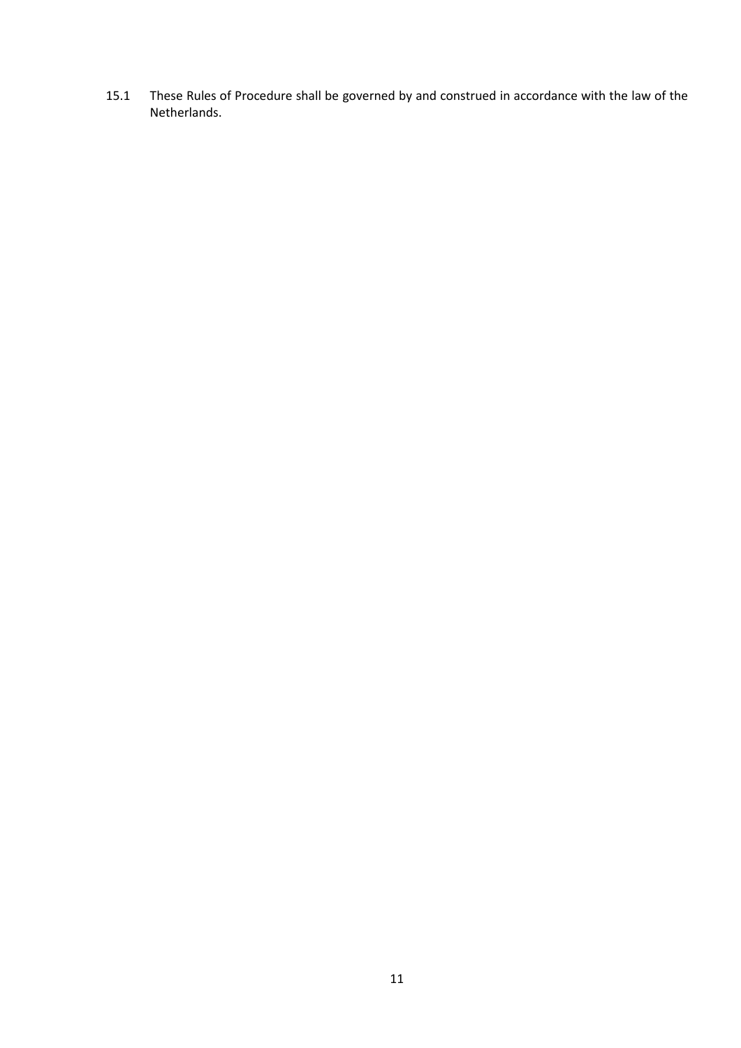15.1 These Rules of Procedure shall be governed by and construed in accordance with the law of the Netherlands.